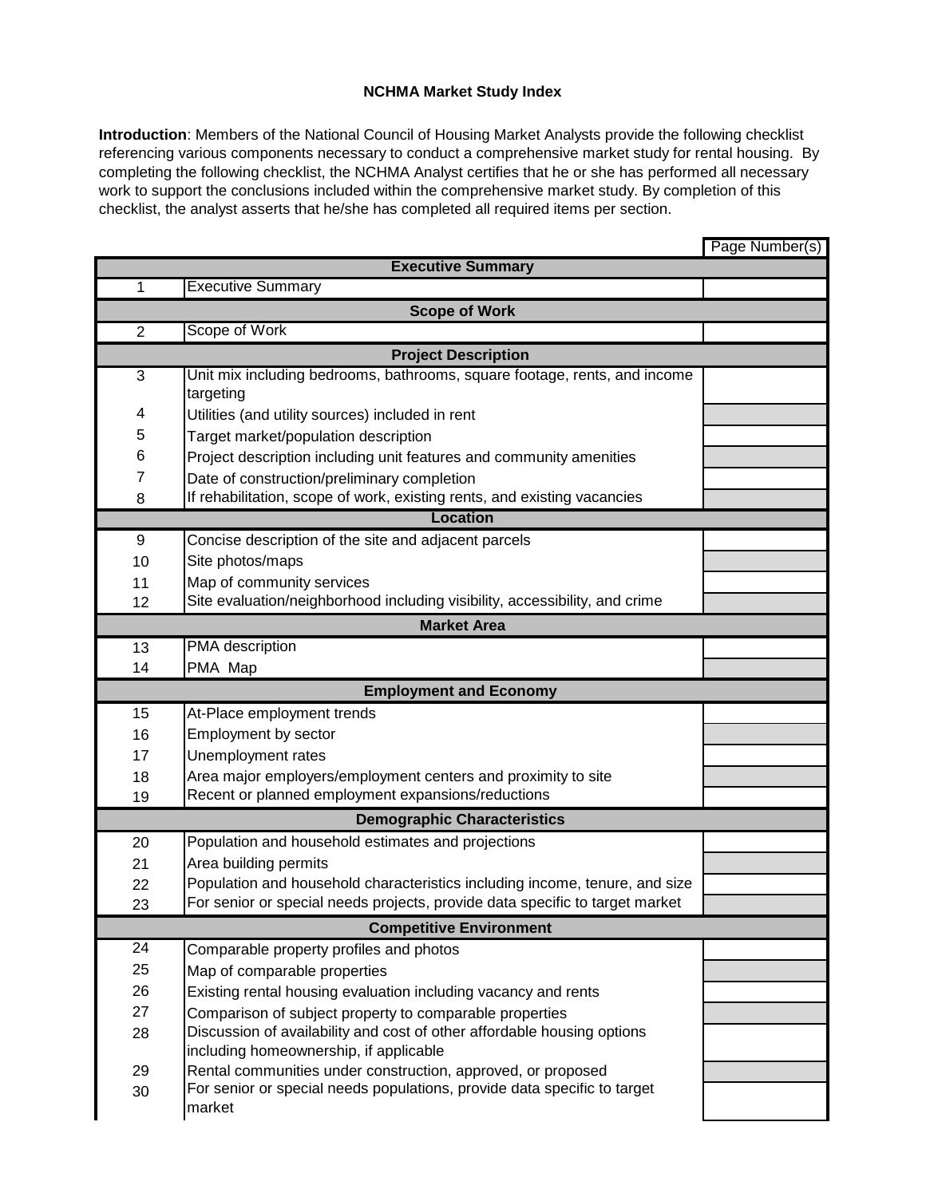# NCHMA Market Study Index

**Introduction**: Members of the National Council of Housing Market Analysts provide the following checklist referencing various components necessary to conduct a comprehensive market study for rental housing. By completing the following checklist, the NCHMA Analyst certifies that he or she has performed all necessary work to support the conclusions included within the comprehensive market study. By completion of this checklist, the analyst asserts that he/she has completed all required items per section.

| | | Page Number(s) |
|---|---|---|
| | **Executive Summary** | |
| 1 | Executive Summary | |
| | **Scope of Work** | |
| 2 | Scope of Work | |
| | **Project Description** | |
| 3 | Unit mix including bedrooms, bathrooms, square footage, rents, and income targeting | |
| 4 | Utilities (and utility sources) included in rent | |
| 5 | Target market/population description | |
| 6 | Project description including unit features and community amenities | |
| 7 | Date of construction/preliminary completion | |
| 8 | If rehabilitation, scope of work, existing rents, and existing vacancies | |
| | **Location** | |
| 9 | Concise description of the site and adjacent parcels | |
| 10 | Site photos/maps | |
| 11 | Map of community services | |
| 12 | Site evaluation/neighborhood including visibility, accessibility, and crime | |
| | **Market Area** | |
| 13 | PMA description | |
| 14 | PMA Map | |
| | **Employment and Economy** | |
| 15 | At-Place employment trends | |
| 16 | Employment by sector | |
| 17 | Unemployment rates | |
| 18 | Area major employers/employment centers and proximity to site | |
| 19 | Recent or planned employment expansions/reductions | |
| | **Demographic Characteristics** | |
| 20 | Population and household estimates and projections | |
| 21 | Area building permits | |
| 22 | Population and household characteristics including income, tenure, and size | |
| 23 | For senior or special needs projects, provide data specific to target market | |
| | **Competitive Environment** | |
| 24 | Comparable property profiles and photos | |
| 25 | Map of comparable properties | |
| 26 | Existing rental housing evaluation including vacancy and rents | |
| 27 | Comparison of subject property to comparable properties | |
| 28 | Discussion of availability and cost of other affordable housing options including homeownership, if applicable | |
| 29 | Rental communities under construction, approved, or proposed | |
| 30 | For senior or special needs populations, provide data specific to target market | |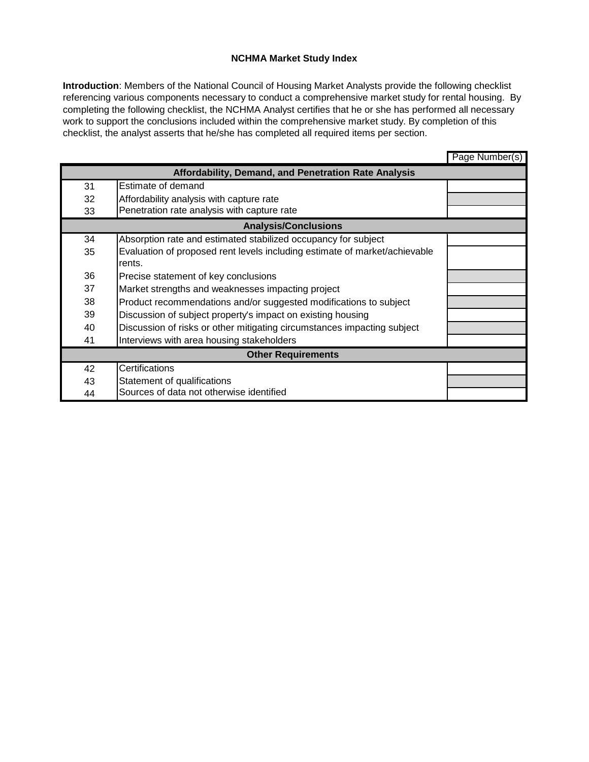**NCHMA Market Study Index**

**Introduction**: Members of the National Council of Housing Market Analysts provide the following checklist referencing various components necessary to conduct a comprehensive market study for rental housing. By completing the following checklist, the NCHMA Analyst certifies that he or she has performed all necessary work to support the conclusions included within the comprehensive market study. By completion of this checklist, the analyst asserts that he/she has completed all required items per section.

| | | Page Number(s) |
|---|---|---|
| **Affordability, Demand, and Penetration Rate Analysis** | | |
| 31 | Estimate of demand | |
| 32 | Affordability analysis with capture rate | |
| 33 | Penetration rate analysis with capture rate | |
| **Analysis/Conclusions** | | |
| 34 | Absorption rate and estimated stabilized occupancy for subject | |
| 35 | Evaluation of proposed rent levels including estimate of market/achievable rents. | |
| 36 | Precise statement of key conclusions | |
| 37 | Market strengths and weaknesses impacting project | |
| 38 | Product recommendations and/or suggested modifications to subject | |
| 39 | Discussion of subject property's impact on existing housing | |
| 40 | Discussion of risks or other mitigating circumstances impacting subject | |
| 41 | Interviews with area housing stakeholders | |
| **Other Requirements** | | |
| 42 | Certifications | |
| 43 | Statement of qualifications | |
| 44 | Sources of data not otherwise identified | |